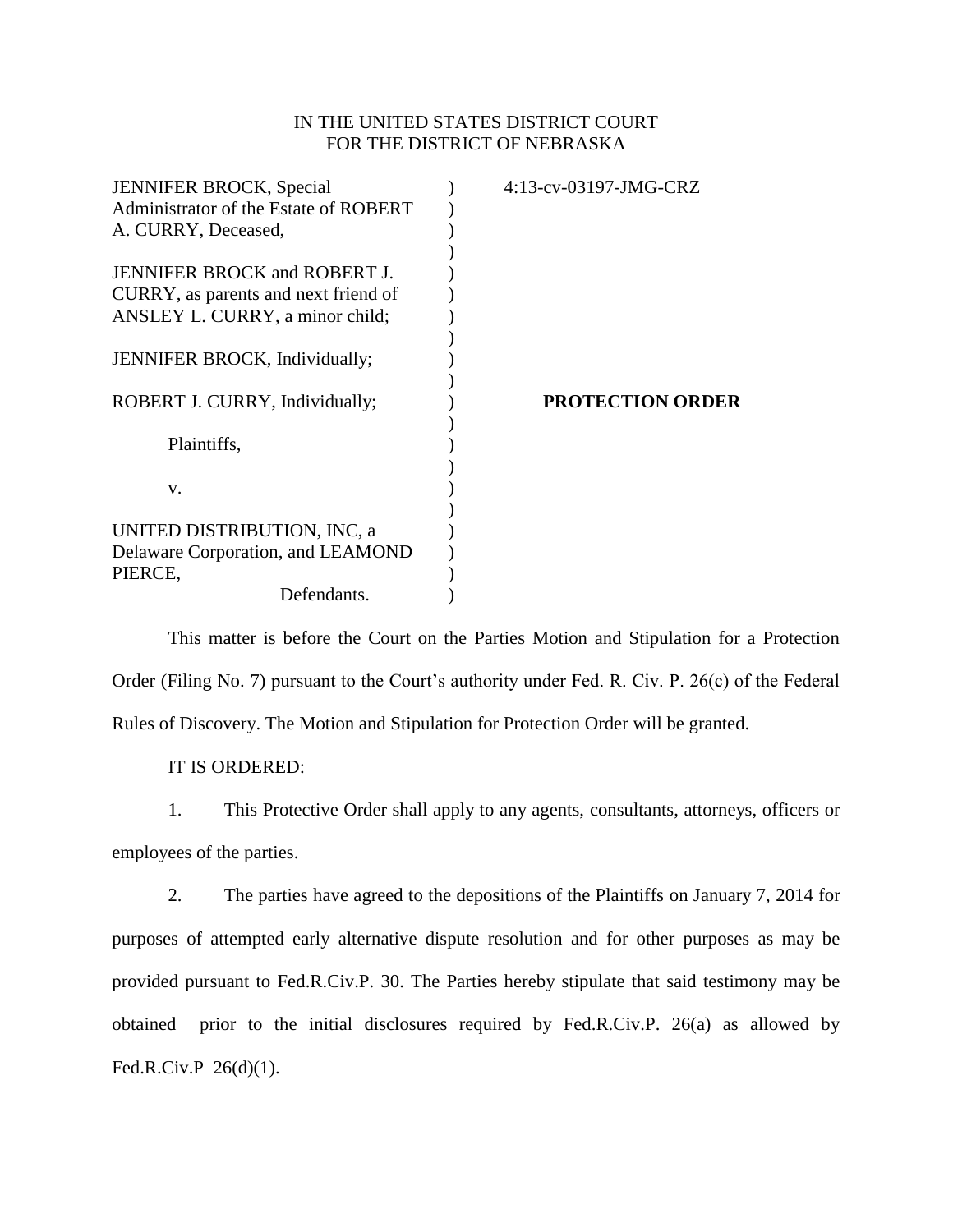IN THE UNITED STATES DISTRICT COURT
FOR THE DISTRICT OF NEBRASKA

| | | |
|---|---|---|
| JENNIFER BROCK, Special Administrator of the Estate of ROBERT A. CURRY, Deceased, | ) | 4:13-cv-03197-JMG-CRZ |
| JENNIFER BROCK and ROBERT J. CURRY, as parents and next friend of ANSLEY L. CURRY, a minor child; | ) | |
| JENNIFER BROCK, Individually; | ) | |
| ROBERT J. CURRY, Individually; | ) | **PROTECTION ORDER** |
| Plaintiffs, | ) | |
| v. | ) | |
| UNITED DISTRIBUTION, INC, a Delaware Corporation, and LEAMOND PIERCE, Defendants. | ) | |

This matter is before the Court on the Parties Motion and Stipulation for a Protection Order (Filing No. 7) pursuant to the Court's authority under Fed. R. Civ. P. 26(c) of the Federal Rules of Discovery. The Motion and Stipulation for Protection Order will be granted.

IT IS ORDERED:

1. This Protective Order shall apply to any agents, consultants, attorneys, officers or employees of the parties.

2. The parties have agreed to the depositions of the Plaintiffs on January 7, 2014 for purposes of attempted early alternative dispute resolution and for other purposes as may be provided pursuant to Fed.R.Civ.P. 30. The Parties hereby stipulate that said testimony may be obtained prior to the initial disclosures required by Fed.R.Civ.P. 26(a) as allowed by Fed.R.Civ.P 26(d)(1).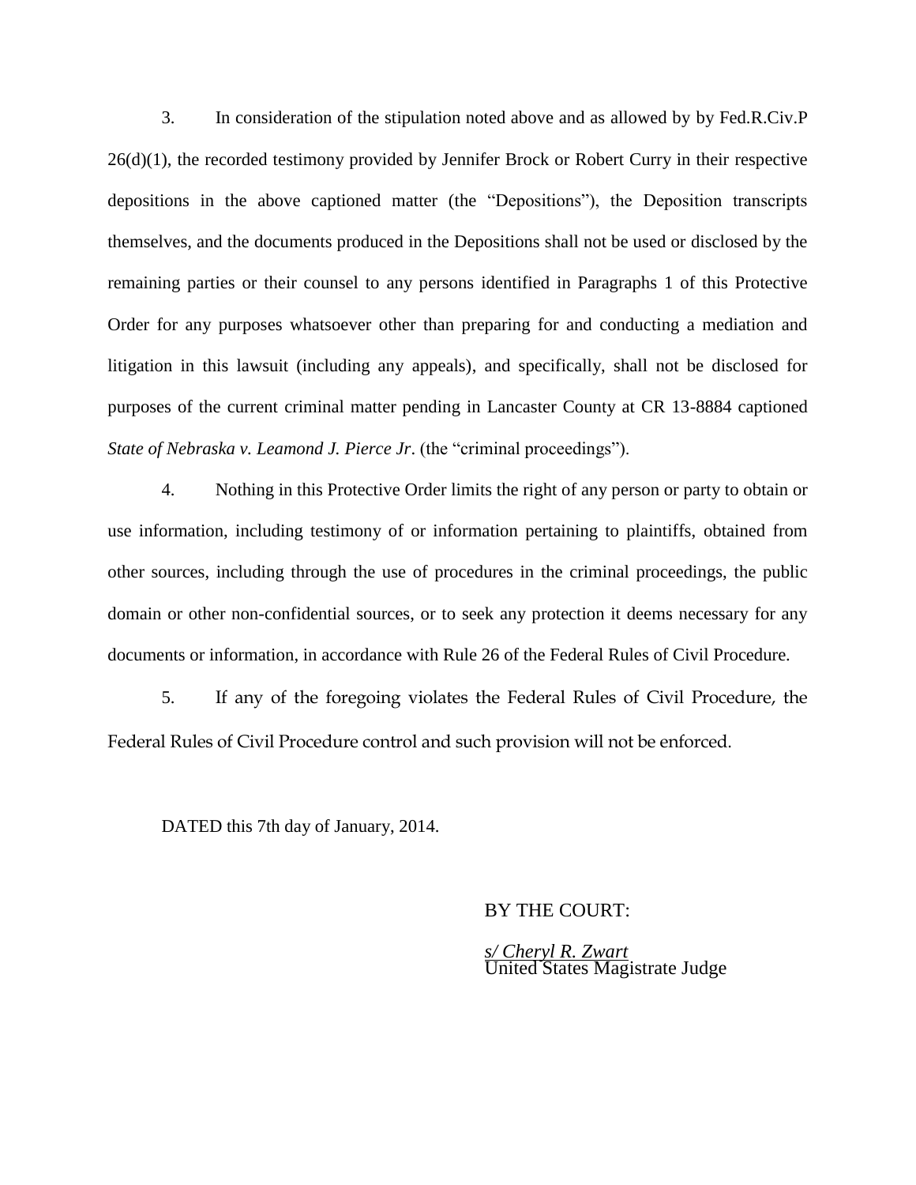3. In consideration of the stipulation noted above and as allowed by by Fed.R.Civ.P 26(d)(1), the recorded testimony provided by Jennifer Brock or Robert Curry in their respective depositions in the above captioned matter (the "Depositions"), the Deposition transcripts themselves, and the documents produced in the Depositions shall not be used or disclosed by the remaining parties or their counsel to any persons identified in Paragraphs 1 of this Protective Order for any purposes whatsoever other than preparing for and conducting a mediation and litigation in this lawsuit (including any appeals), and specifically, shall not be disclosed for purposes of the current criminal matter pending in Lancaster County at CR 13-8884 captioned *State of Nebraska v. Leamond J. Pierce Jr*. (the "criminal proceedings").

4. Nothing in this Protective Order limits the right of any person or party to obtain or use information, including testimony of or information pertaining to plaintiffs, obtained from other sources, including through the use of procedures in the criminal proceedings, the public domain or other non-confidential sources, or to seek any protection it deems necessary for any documents or information, in accordance with Rule 26 of the Federal Rules of Civil Procedure.

5. If any of the foregoing violates the Federal Rules of Civil Procedure, the Federal Rules of Civil Procedure control and such provision will not be enforced.

DATED this 7th day of January, 2014.

BY THE COURT:

*s/ Cheryl R. Zwart*
United States Magistrate Judge